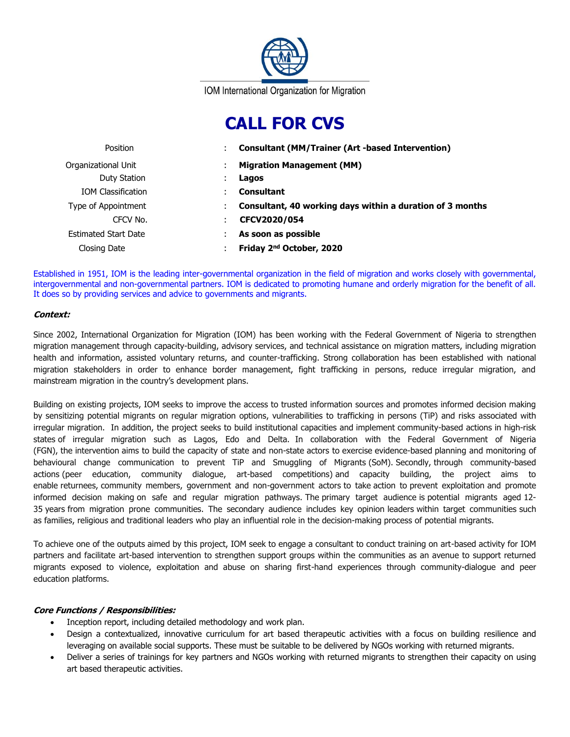IOM International Organization for Migration

# CALL FOR CVS

| | | |
|---|---|---|
| Position | : | **Consultant (MM/Trainer (Art -based Intervention)** |
| Organizational Unit | : | **Migration Management (MM)** |
| Duty Station | : | **Lagos** |
| IOM Classification | : | **Consultant** |
| Type of Appointment | : | **Consultant, 40 working days within a duration of 3 months** |
| CFCV No. | : | **CFCV2020/054** |
| Estimated Start Date | : | **As soon as possible** |
| Closing Date | : | **Friday 2nd October, 2020** |

Established in 1951, IOM is the leading inter-governmental organization in the field of migration and works closely with governmental, intergovernmental and non-governmental partners. IOM is dedicated to promoting humane and orderly migration for the benefit of all. It does so by providing services and advice to governments and migrants.

### *Context:*

Since 2002, International Organization for Migration (IOM) has been working with the Federal Government of Nigeria to strengthen migration management through capacity-building, advisory services, and technical assistance on migration matters, including migration health and information, assisted voluntary returns, and counter-trafficking. Strong collaboration has been established with national migration stakeholders in order to enhance border management, fight trafficking in persons, reduce irregular migration, and mainstream migration in the country's development plans.

Building on existing projects, IOM seeks to improve the access to trusted information sources and promotes informed decision making by sensitizing potential migrants on regular migration options, vulnerabilities to trafficking in persons (TiP) and risks associated with irregular migration. In addition, the project seeks to build institutional capacities and implement community-based actions in high-risk states of irregular migration such as Lagos, Edo and Delta. In collaboration with the Federal Government of Nigeria (FGN), the intervention aims to build the capacity of state and non-state actors to exercise evidence-based planning and monitoring of behavioural change communication to prevent TiP and Smuggling of Migrants (SoM). Secondly, through community-based actions (peer education, community dialogue, art-based competitions) and capacity building, the project aims to enable returnees, community members, government and non-government actors to take action to prevent exploitation and promote informed decision making on safe and regular migration pathways. The primary target audience is potential migrants aged 12-35 years from migration prone communities. The secondary audience includes key opinion leaders within target communities such as families, religious and traditional leaders who play an influential role in the decision-making process of potential migrants.

To achieve one of the outputs aimed by this project, IOM seek to engage a consultant to conduct training on art-based activity for IOM partners and facilitate art-based intervention to strengthen support groups within the communities as an avenue to support returned migrants exposed to violence, exploitation and abuse on sharing first-hand experiences through community-dialogue and peer education platforms.

### *Core Functions / Responsibilities:*

- Inception report, including detailed methodology and work plan.
- Design a contextualized, innovative curriculum for art based therapeutic activities with a focus on building resilience and leveraging on available social supports. These must be suitable to be delivered by NGOs working with returned migrants.
- Deliver a series of trainings for key partners and NGOs working with returned migrants to strengthen their capacity on using art based therapeutic activities.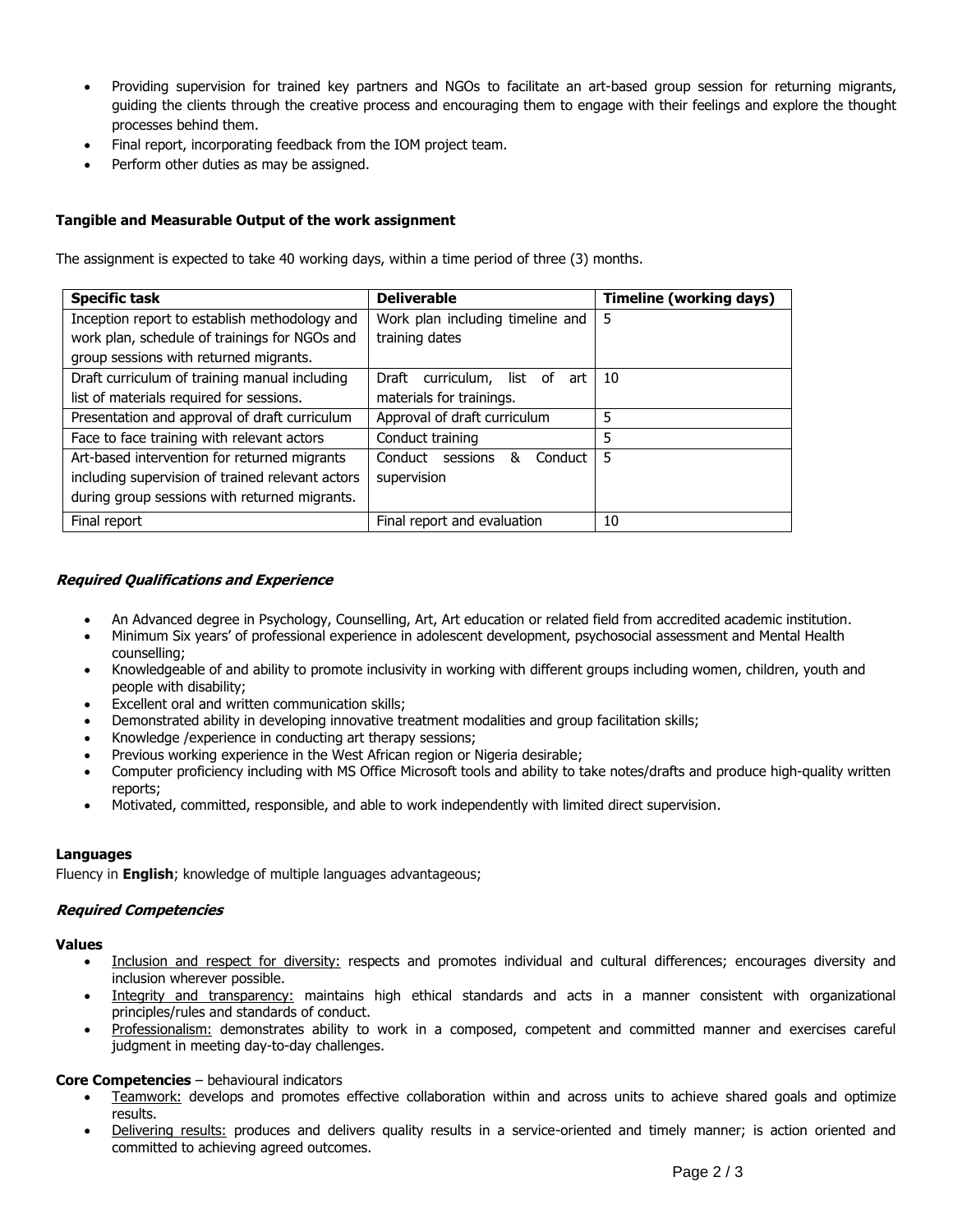- Providing supervision for trained key partners and NGOs to facilitate an art-based group session for returning migrants, guiding the clients through the creative process and encouraging them to engage with their feelings and explore the thought processes behind them.
- Final report, incorporating feedback from the IOM project team.
- Perform other duties as may be assigned.

**Tangible and Measurable Output of the work assignment**

The assignment is expected to take 40 working days, within a time period of three (3) months.

| Specific task | Deliverable | Timeline (working days) |
|---|---|---|
| Inception report to establish methodology and work plan, schedule of trainings for NGOs and group sessions with returned migrants. | Work plan including timeline and training dates | 5 |
| Draft curriculum of training manual including list of materials required for sessions. | Draft curriculum, list of art materials for trainings. | 10 |
| Presentation and approval of draft curriculum | Approval of draft curriculum | 5 |
| Face to face training with relevant actors | Conduct training | 5 |
| Art-based intervention for returned migrants including supervision of trained relevant actors during group sessions with returned migrants. | Conduct sessions & Conduct supervision | 5 |
| Final report | Final report and evaluation | 10 |

***Required Qualifications and Experience***

- An Advanced degree in Psychology, Counselling, Art, Art education or related field from accredited academic institution.
- Minimum Six years' of professional experience in adolescent development, psychosocial assessment and Mental Health counselling;
- Knowledgeable of and ability to promote inclusivity in working with different groups including women, children, youth and people with disability;
- Excellent oral and written communication skills;
- Demonstrated ability in developing innovative treatment modalities and group facilitation skills;
- Knowledge /experience in conducting art therapy sessions;
- Previous working experience in the West African region or Nigeria desirable;
- Computer proficiency including with MS Office Microsoft tools and ability to take notes/drafts and produce high-quality written reports;
- Motivated, committed, responsible, and able to work independently with limited direct supervision.

**Languages**

Fluency in **English**; knowledge of multiple languages advantageous;

***Required Competencies***

**Values**

- Inclusion and respect for diversity: respects and promotes individual and cultural differences; encourages diversity and inclusion wherever possible.
- Integrity and transparency: maintains high ethical standards and acts in a manner consistent with organizational principles/rules and standards of conduct.
- Professionalism: demonstrates ability to work in a composed, competent and committed manner and exercises careful judgment in meeting day-to-day challenges.

**Core Competencies** – behavioural indicators

- Teamwork: develops and promotes effective collaboration within and across units to achieve shared goals and optimize results.
- Delivering results: produces and delivers quality results in a service-oriented and timely manner; is action oriented and committed to achieving agreed outcomes.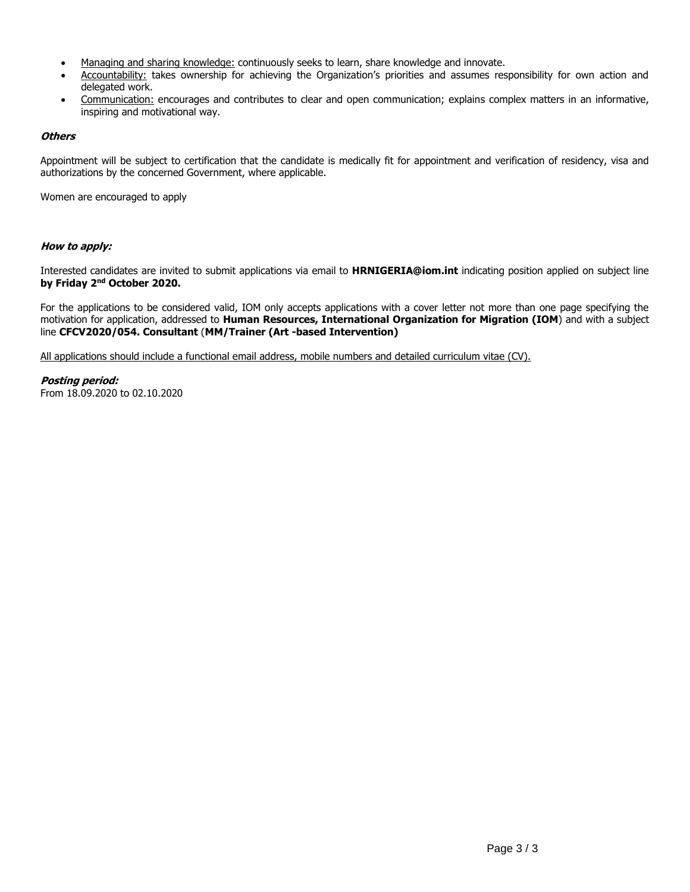- Managing and sharing knowledge: continuously seeks to learn, share knowledge and innovate.
- Accountability: takes ownership for achieving the Organization's priorities and assumes responsibility for own action and delegated work.
- Communication: encourages and contributes to clear and open communication; explains complex matters in an informative, inspiring and motivational way.

***Others***

Appointment will be subject to certification that the candidate is medically fit for appointment and verification of residency, visa and authorizations by the concerned Government, where applicable.

Women are encouraged to apply

***How to apply:***

Interested candidates are invited to submit applications via email to **HRNIGERIA@iom.int** indicating position applied on subject line **by Friday 2nd October 2020.**

For the applications to be considered valid, IOM only accepts applications with a cover letter not more than one page specifying the motivation for application, addressed to **Human Resources, International Organization for Migration (IOM**) and with a subject line **CFCV2020/054. Consultant** (**MM/Trainer (Art -based Intervention)**

All applications should include a functional email address, mobile numbers and detailed curriculum vitae (CV).

***Posting period:***
From 18.09.2020 to 02.10.2020